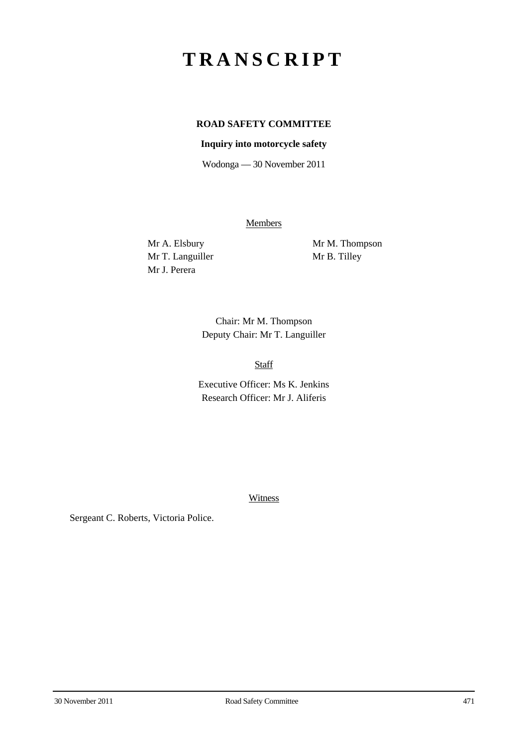# TRANSCRIPT

**ROAD SAFETY COMMITTEE**

**Inquiry into motorcycle safety**

Wodonga — 30 November 2011

Members

Mr A. Elsbury
Mr T. Languiller
Mr J. Perera
Mr M. Thompson
Mr B. Tilley

Chair: Mr M. Thompson
Deputy Chair: Mr T. Languiller

Staff

Executive Officer: Ms K. Jenkins
Research Officer: Mr J. Aliferis

Witness

Sergeant C. Roberts, Victoria Police.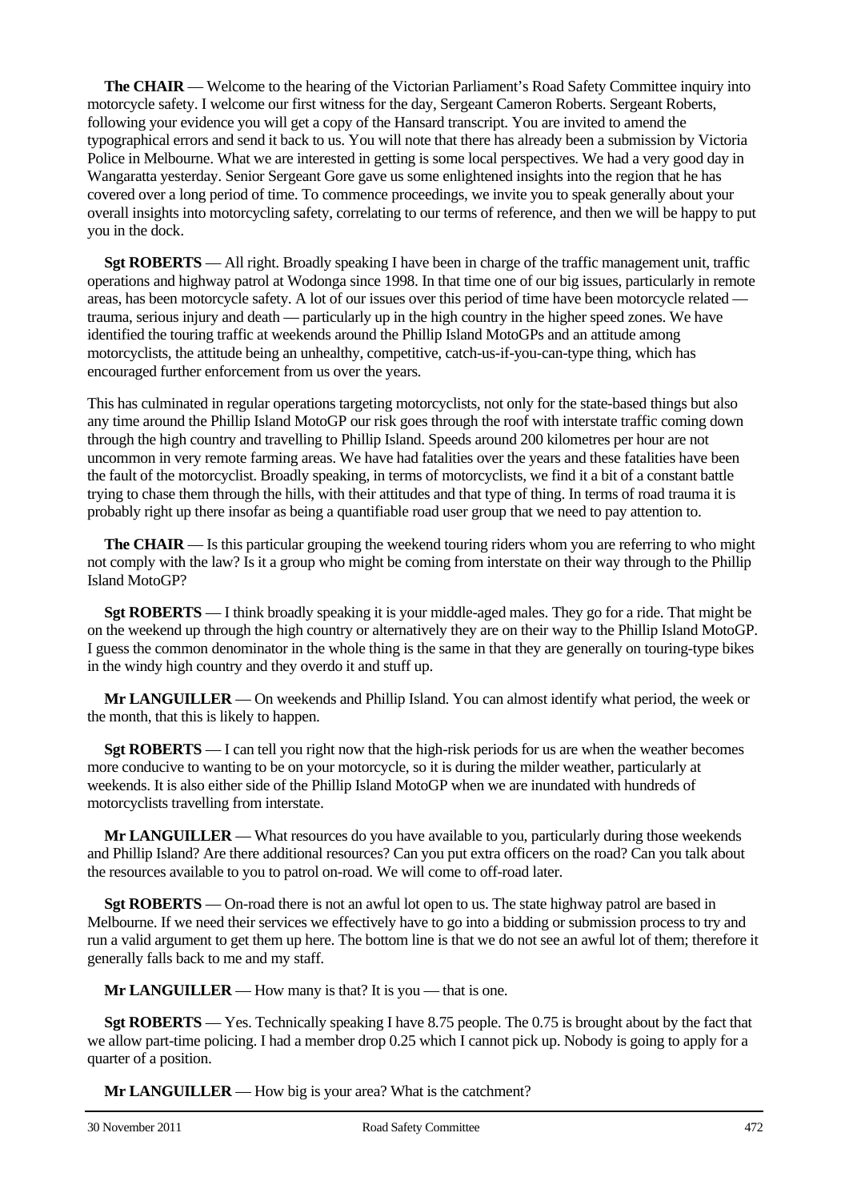**The CHAIR** — Welcome to the hearing of the Victorian Parliament's Road Safety Committee inquiry into motorcycle safety. I welcome our first witness for the day, Sergeant Cameron Roberts. Sergeant Roberts, following your evidence you will get a copy of the Hansard transcript. You are invited to amend the typographical errors and send it back to us. You will note that there has already been a submission by Victoria Police in Melbourne. What we are interested in getting is some local perspectives. We had a very good day in Wangaratta yesterday. Senior Sergeant Gore gave us some enlightened insights into the region that he has covered over a long period of time. To commence proceedings, we invite you to speak generally about your overall insights into motorcycling safety, correlating to our terms of reference, and then we will be happy to put you in the dock.

**Sgt ROBERTS** — All right. Broadly speaking I have been in charge of the traffic management unit, traffic operations and highway patrol at Wodonga since 1998. In that time one of our big issues, particularly in remote areas, has been motorcycle safety. A lot of our issues over this period of time have been motorcycle related — trauma, serious injury and death — particularly up in the high country in the higher speed zones. We have identified the touring traffic at weekends around the Phillip Island MotoGPs and an attitude among motorcyclists, the attitude being an unhealthy, competitive, catch-us-if-you-can-type thing, which has encouraged further enforcement from us over the years.

This has culminated in regular operations targeting motorcyclists, not only for the state-based things but also any time around the Phillip Island MotoGP our risk goes through the roof with interstate traffic coming down through the high country and travelling to Phillip Island. Speeds around 200 kilometres per hour are not uncommon in very remote farming areas. We have had fatalities over the years and these fatalities have been the fault of the motorcyclist. Broadly speaking, in terms of motorcyclists, we find it a bit of a constant battle trying to chase them through the hills, with their attitudes and that type of thing. In terms of road trauma it is probably right up there insofar as being a quantifiable road user group that we need to pay attention to.

**The CHAIR** — Is this particular grouping the weekend touring riders whom you are referring to who might not comply with the law? Is it a group who might be coming from interstate on their way through to the Phillip Island MotoGP?

**Sgt ROBERTS** — I think broadly speaking it is your middle-aged males. They go for a ride. That might be on the weekend up through the high country or alternatively they are on their way to the Phillip Island MotoGP. I guess the common denominator in the whole thing is the same in that they are generally on touring-type bikes in the windy high country and they overdo it and stuff up.

**Mr LANGUILLER** — On weekends and Phillip Island. You can almost identify what period, the week or the month, that this is likely to happen.

**Sgt ROBERTS** — I can tell you right now that the high-risk periods for us are when the weather becomes more conducive to wanting to be on your motorcycle, so it is during the milder weather, particularly at weekends. It is also either side of the Phillip Island MotoGP when we are inundated with hundreds of motorcyclists travelling from interstate.

**Mr LANGUILLER** — What resources do you have available to you, particularly during those weekends and Phillip Island? Are there additional resources? Can you put extra officers on the road? Can you talk about the resources available to you to patrol on-road. We will come to off-road later.

**Sgt ROBERTS** — On-road there is not an awful lot open to us. The state highway patrol are based in Melbourne. If we need their services we effectively have to go into a bidding or submission process to try and run a valid argument to get them up here. The bottom line is that we do not see an awful lot of them; therefore it generally falls back to me and my staff.

**Mr LANGUILLER** — How many is that? It is you — that is one.

**Sgt ROBERTS** — Yes. Technically speaking I have 8.75 people. The 0.75 is brought about by the fact that we allow part-time policing. I had a member drop 0.25 which I cannot pick up. Nobody is going to apply for a quarter of a position.

**Mr LANGUILLER** — How big is your area? What is the catchment?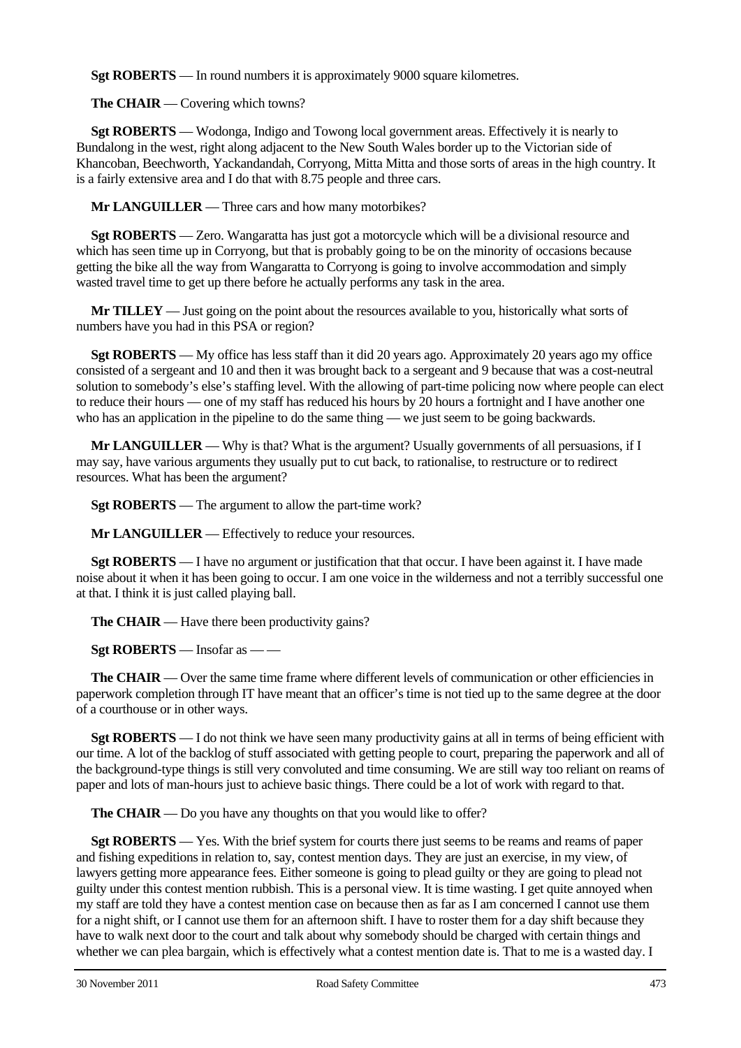**Sgt ROBERTS** — In round numbers it is approximately 9000 square kilometres.

**The CHAIR** — Covering which towns?

**Sgt ROBERTS** — Wodonga, Indigo and Towong local government areas. Effectively it is nearly to Bundalong in the west, right along adjacent to the New South Wales border up to the Victorian side of Khancoban, Beechworth, Yackandandah, Corryong, Mitta Mitta and those sorts of areas in the high country. It is a fairly extensive area and I do that with 8.75 people and three cars.

**Mr LANGUILLER** — Three cars and how many motorbikes?

**Sgt ROBERTS** — Zero. Wangaratta has just got a motorcycle which will be a divisional resource and which has seen time up in Corryong, but that is probably going to be on the minority of occasions because getting the bike all the way from Wangaratta to Corryong is going to involve accommodation and simply wasted travel time to get up there before he actually performs any task in the area.

**Mr TILLEY** — Just going on the point about the resources available to you, historically what sorts of numbers have you had in this PSA or region?

**Sgt ROBERTS** — My office has less staff than it did 20 years ago. Approximately 20 years ago my office consisted of a sergeant and 10 and then it was brought back to a sergeant and 9 because that was a cost-neutral solution to somebody's else's staffing level. With the allowing of part-time policing now where people can elect to reduce their hours — one of my staff has reduced his hours by 20 hours a fortnight and I have another one who has an application in the pipeline to do the same thing — we just seem to be going backwards.

**Mr LANGUILLER** — Why is that? What is the argument? Usually governments of all persuasions, if I may say, have various arguments they usually put to cut back, to rationalise, to restructure or to redirect resources. What has been the argument?

**Sgt ROBERTS** — The argument to allow the part-time work?

**Mr LANGUILLER** — Effectively to reduce your resources.

**Sgt ROBERTS** — I have no argument or justification that that occur. I have been against it. I have made noise about it when it has been going to occur. I am one voice in the wilderness and not a terribly successful one at that. I think it is just called playing ball.

**The CHAIR** — Have there been productivity gains?

**Sgt ROBERTS** — Insofar as — —

**The CHAIR** — Over the same time frame where different levels of communication or other efficiencies in paperwork completion through IT have meant that an officer's time is not tied up to the same degree at the door of a courthouse or in other ways.

**Sgt ROBERTS** — I do not think we have seen many productivity gains at all in terms of being efficient with our time. A lot of the backlog of stuff associated with getting people to court, preparing the paperwork and all of the background-type things is still very convoluted and time consuming. We are still way too reliant on reams of paper and lots of man-hours just to achieve basic things. There could be a lot of work with regard to that.

**The CHAIR** — Do you have any thoughts on that you would like to offer?

**Sgt ROBERTS** — Yes. With the brief system for courts there just seems to be reams and reams of paper and fishing expeditions in relation to, say, contest mention days. They are just an exercise, in my view, of lawyers getting more appearance fees. Either someone is going to plead guilty or they are going to plead not guilty under this contest mention rubbish. This is a personal view. It is time wasting. I get quite annoyed when my staff are told they have a contest mention case on because then as far as I am concerned I cannot use them for a night shift, or I cannot use them for an afternoon shift. I have to roster them for a day shift because they have to walk next door to the court and talk about why somebody should be charged with certain things and whether we can plea bargain, which is effectively what a contest mention date is. That to me is a wasted day. I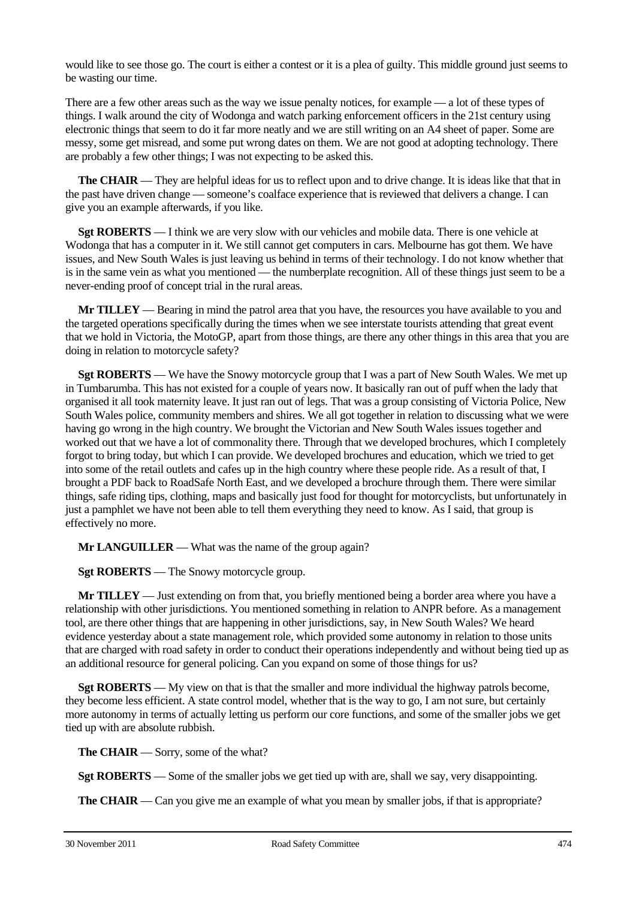would like to see those go. The court is either a contest or it is a plea of guilty. This middle ground just seems to be wasting our time.

There are a few other areas such as the way we issue penalty notices, for example — a lot of these types of things. I walk around the city of Wodonga and watch parking enforcement officers in the 21st century using electronic things that seem to do it far more neatly and we are still writing on an A4 sheet of paper. Some are messy, some get misread, and some put wrong dates on them. We are not good at adopting technology. There are probably a few other things; I was not expecting to be asked this.

**The CHAIR** — They are helpful ideas for us to reflect upon and to drive change. It is ideas like that that in the past have driven change — someone's coalface experience that is reviewed that delivers a change. I can give you an example afterwards, if you like.

**Sgt ROBERTS** — I think we are very slow with our vehicles and mobile data. There is one vehicle at Wodonga that has a computer in it. We still cannot get computers in cars. Melbourne has got them. We have issues, and New South Wales is just leaving us behind in terms of their technology. I do not know whether that is in the same vein as what you mentioned — the numberplate recognition. All of these things just seem to be a never-ending proof of concept trial in the rural areas.

**Mr TILLEY** — Bearing in mind the patrol area that you have, the resources you have available to you and the targeted operations specifically during the times when we see interstate tourists attending that great event that we hold in Victoria, the MotoGP, apart from those things, are there any other things in this area that you are doing in relation to motorcycle safety?

**Sgt ROBERTS** — We have the Snowy motorcycle group that I was a part of New South Wales. We met up in Tumbarumba. This has not existed for a couple of years now. It basically ran out of puff when the lady that organised it all took maternity leave. It just ran out of legs. That was a group consisting of Victoria Police, New South Wales police, community members and shires. We all got together in relation to discussing what we were having go wrong in the high country. We brought the Victorian and New South Wales issues together and worked out that we have a lot of commonality there. Through that we developed brochures, which I completely forgot to bring today, but which I can provide. We developed brochures and education, which we tried to get into some of the retail outlets and cafes up in the high country where these people ride. As a result of that, I brought a PDF back to RoadSafe North East, and we developed a brochure through them. There were similar things, safe riding tips, clothing, maps and basically just food for thought for motorcyclists, but unfortunately in just a pamphlet we have not been able to tell them everything they need to know. As I said, that group is effectively no more.

**Mr LANGUILLER** — What was the name of the group again?

**Sgt ROBERTS** — The Snowy motorcycle group.

**Mr TILLEY** — Just extending on from that, you briefly mentioned being a border area where you have a relationship with other jurisdictions. You mentioned something in relation to ANPR before. As a management tool, are there other things that are happening in other jurisdictions, say, in New South Wales? We heard evidence yesterday about a state management role, which provided some autonomy in relation to those units that are charged with road safety in order to conduct their operations independently and without being tied up as an additional resource for general policing. Can you expand on some of those things for us?

**Sgt ROBERTS** — My view on that is that the smaller and more individual the highway patrols become, they become less efficient. A state control model, whether that is the way to go, I am not sure, but certainly more autonomy in terms of actually letting us perform our core functions, and some of the smaller jobs we get tied up with are absolute rubbish.

**The CHAIR** — Sorry, some of the what?

**Sgt ROBERTS** — Some of the smaller jobs we get tied up with are, shall we say, very disappointing.

**The CHAIR** — Can you give me an example of what you mean by smaller jobs, if that is appropriate?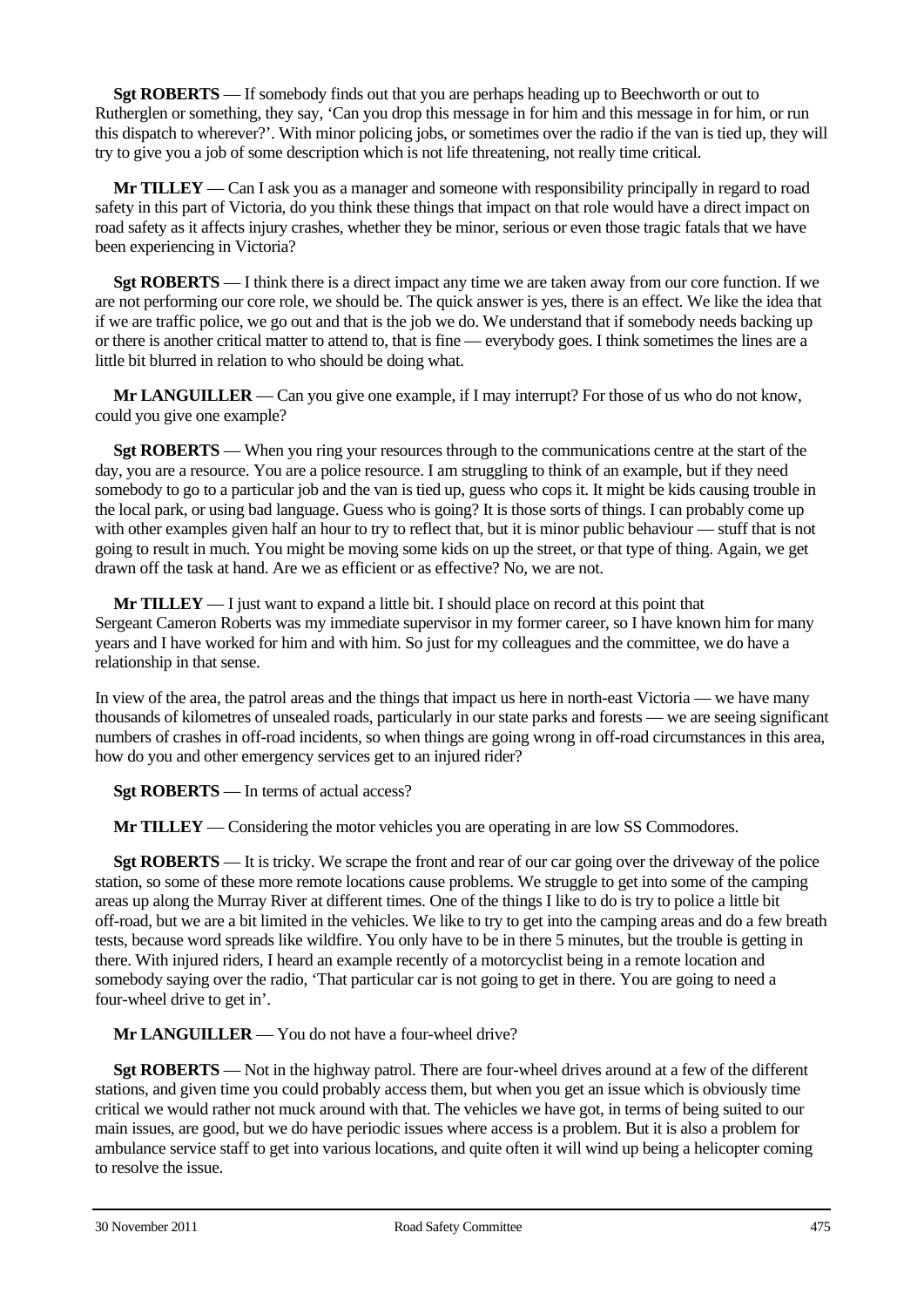**Sgt ROBERTS** — If somebody finds out that you are perhaps heading up to Beechworth or out to Rutherglen or something, they say, 'Can you drop this message in for him and this message in for him, or run this dispatch to wherever?'. With minor policing jobs, or sometimes over the radio if the van is tied up, they will try to give you a job of some description which is not life threatening, not really time critical.

**Mr TILLEY** — Can I ask you as a manager and someone with responsibility principally in regard to road safety in this part of Victoria, do you think these things that impact on that role would have a direct impact on road safety as it affects injury crashes, whether they be minor, serious or even those tragic fatals that we have been experiencing in Victoria?

**Sgt ROBERTS** — I think there is a direct impact any time we are taken away from our core function. If we are not performing our core role, we should be. The quick answer is yes, there is an effect. We like the idea that if we are traffic police, we go out and that is the job we do. We understand that if somebody needs backing up or there is another critical matter to attend to, that is fine — everybody goes. I think sometimes the lines are a little bit blurred in relation to who should be doing what.

**Mr LANGUILLER** — Can you give one example, if I may interrupt? For those of us who do not know, could you give one example?

**Sgt ROBERTS** — When you ring your resources through to the communications centre at the start of the day, you are a resource. You are a police resource. I am struggling to think of an example, but if they need somebody to go to a particular job and the van is tied up, guess who cops it. It might be kids causing trouble in the local park, or using bad language. Guess who is going? It is those sorts of things. I can probably come up with other examples given half an hour to try to reflect that, but it is minor public behaviour — stuff that is not going to result in much. You might be moving some kids on up the street, or that type of thing. Again, we get drawn off the task at hand. Are we as efficient or as effective? No, we are not.

**Mr TILLEY** — I just want to expand a little bit. I should place on record at this point that Sergeant Cameron Roberts was my immediate supervisor in my former career, so I have known him for many years and I have worked for him and with him. So just for my colleagues and the committee, we do have a relationship in that sense.

In view of the area, the patrol areas and the things that impact us here in north-east Victoria — we have many thousands of kilometres of unsealed roads, particularly in our state parks and forests — we are seeing significant numbers of crashes in off-road incidents, so when things are going wrong in off-road circumstances in this area, how do you and other emergency services get to an injured rider?

**Sgt ROBERTS** — In terms of actual access?

**Mr TILLEY** — Considering the motor vehicles you are operating in are low SS Commodores.

**Sgt ROBERTS** — It is tricky. We scrape the front and rear of our car going over the driveway of the police station, so some of these more remote locations cause problems. We struggle to get into some of the camping areas up along the Murray River at different times. One of the things I like to do is try to police a little bit off-road, but we are a bit limited in the vehicles. We like to try to get into the camping areas and do a few breath tests, because word spreads like wildfire. You only have to be in there 5 minutes, but the trouble is getting in there. With injured riders, I heard an example recently of a motorcyclist being in a remote location and somebody saying over the radio, 'That particular car is not going to get in there. You are going to need a four-wheel drive to get in'.

**Mr LANGUILLER** — You do not have a four-wheel drive?

**Sgt ROBERTS** — Not in the highway patrol. There are four-wheel drives around at a few of the different stations, and given time you could probably access them, but when you get an issue which is obviously time critical we would rather not muck around with that. The vehicles we have got, in terms of being suited to our main issues, are good, but we do have periodic issues where access is a problem. But it is also a problem for ambulance service staff to get into various locations, and quite often it will wind up being a helicopter coming to resolve the issue.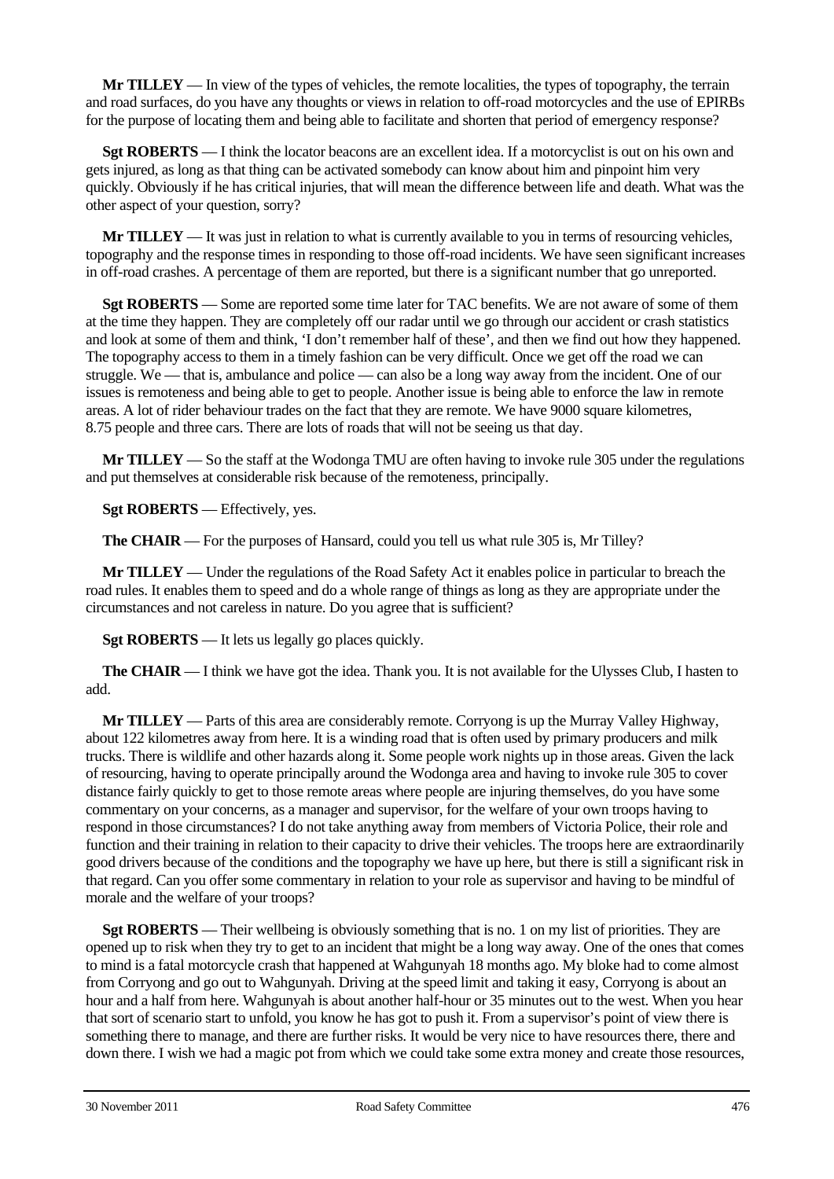**Mr TILLEY** — In view of the types of vehicles, the remote localities, the types of topography, the terrain and road surfaces, do you have any thoughts or views in relation to off-road motorcycles and the use of EPIRBs for the purpose of locating them and being able to facilitate and shorten that period of emergency response?

**Sgt ROBERTS** — I think the locator beacons are an excellent idea. If a motorcyclist is out on his own and gets injured, as long as that thing can be activated somebody can know about him and pinpoint him very quickly. Obviously if he has critical injuries, that will mean the difference between life and death. What was the other aspect of your question, sorry?

**Mr TILLEY** — It was just in relation to what is currently available to you in terms of resourcing vehicles, topography and the response times in responding to those off-road incidents. We have seen significant increases in off-road crashes. A percentage of them are reported, but there is a significant number that go unreported.

**Sgt ROBERTS** — Some are reported some time later for TAC benefits. We are not aware of some of them at the time they happen. They are completely off our radar until we go through our accident or crash statistics and look at some of them and think, 'I don't remember half of these', and then we find out how they happened. The topography access to them in a timely fashion can be very difficult. Once we get off the road we can struggle. We — that is, ambulance and police — can also be a long way away from the incident. One of our issues is remoteness and being able to get to people. Another issue is being able to enforce the law in remote areas. A lot of rider behaviour trades on the fact that they are remote. We have 9000 square kilometres, 8.75 people and three cars. There are lots of roads that will not be seeing us that day.

**Mr TILLEY** — So the staff at the Wodonga TMU are often having to invoke rule 305 under the regulations and put themselves at considerable risk because of the remoteness, principally.

**Sgt ROBERTS** — Effectively, yes.

**The CHAIR** — For the purposes of Hansard, could you tell us what rule 305 is, Mr Tilley?

**Mr TILLEY** — Under the regulations of the Road Safety Act it enables police in particular to breach the road rules. It enables them to speed and do a whole range of things as long as they are appropriate under the circumstances and not careless in nature. Do you agree that is sufficient?

**Sgt ROBERTS** — It lets us legally go places quickly.

**The CHAIR** — I think we have got the idea. Thank you. It is not available for the Ulysses Club, I hasten to add.

**Mr TILLEY** — Parts of this area are considerably remote. Corryong is up the Murray Valley Highway, about 122 kilometres away from here. It is a winding road that is often used by primary producers and milk trucks. There is wildlife and other hazards along it. Some people work nights up in those areas. Given the lack of resourcing, having to operate principally around the Wodonga area and having to invoke rule 305 to cover distance fairly quickly to get to those remote areas where people are injuring themselves, do you have some commentary on your concerns, as a manager and supervisor, for the welfare of your own troops having to respond in those circumstances? I do not take anything away from members of Victoria Police, their role and function and their training in relation to their capacity to drive their vehicles. The troops here are extraordinarily good drivers because of the conditions and the topography we have up here, but there is still a significant risk in that regard. Can you offer some commentary in relation to your role as supervisor and having to be mindful of morale and the welfare of your troops?

**Sgt ROBERTS** — Their wellbeing is obviously something that is no. 1 on my list of priorities. They are opened up to risk when they try to get to an incident that might be a long way away. One of the ones that comes to mind is a fatal motorcycle crash that happened at Wahgunyah 18 months ago. My bloke had to come almost from Corryong and go out to Wahgunyah. Driving at the speed limit and taking it easy, Corryong is about an hour and a half from here. Wahgunyah is about another half-hour or 35 minutes out to the west. When you hear that sort of scenario start to unfold, you know he has got to push it. From a supervisor's point of view there is something there to manage, and there are further risks. It would be very nice to have resources there, there and down there. I wish we had a magic pot from which we could take some extra money and create those resources,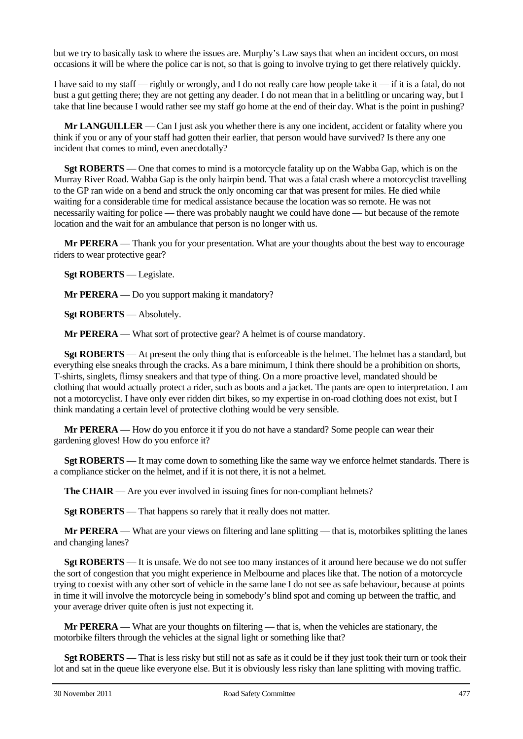but we try to basically task to where the issues are. Murphy's Law says that when an incident occurs, on most occasions it will be where the police car is not, so that is going to involve trying to get there relatively quickly.

I have said to my staff — rightly or wrongly, and I do not really care how people take it — if it is a fatal, do not bust a gut getting there; they are not getting any deader. I do not mean that in a belittling or uncaring way, but I take that line because I would rather see my staff go home at the end of their day. What is the point in pushing?

**Mr LANGUILLER** — Can I just ask you whether there is any one incident, accident or fatality where you think if you or any of your staff had gotten their earlier, that person would have survived? Is there any one incident that comes to mind, even anecdotally?

**Sgt ROBERTS** — One that comes to mind is a motorcycle fatality up on the Wabba Gap, which is on the Murray River Road. Wabba Gap is the only hairpin bend. That was a fatal crash where a motorcyclist travelling to the GP ran wide on a bend and struck the only oncoming car that was present for miles. He died while waiting for a considerable time for medical assistance because the location was so remote. He was not necessarily waiting for police — there was probably naught we could have done — but because of the remote location and the wait for an ambulance that person is no longer with us.

**Mr PERERA** — Thank you for your presentation. What are your thoughts about the best way to encourage riders to wear protective gear?

**Sgt ROBERTS** — Legislate.

**Mr PERERA** — Do you support making it mandatory?

**Sgt ROBERTS** — Absolutely.

**Mr PERERA** — What sort of protective gear? A helmet is of course mandatory.

**Sgt ROBERTS** — At present the only thing that is enforceable is the helmet. The helmet has a standard, but everything else sneaks through the cracks. As a bare minimum, I think there should be a prohibition on shorts, T-shirts, singlets, flimsy sneakers and that type of thing. On a more proactive level, mandated should be clothing that would actually protect a rider, such as boots and a jacket. The pants are open to interpretation. I am not a motorcyclist. I have only ever ridden dirt bikes, so my expertise in on-road clothing does not exist, but I think mandating a certain level of protective clothing would be very sensible.

**Mr PERERA** — How do you enforce it if you do not have a standard? Some people can wear their gardening gloves! How do you enforce it?

**Sgt ROBERTS** — It may come down to something like the same way we enforce helmet standards. There is a compliance sticker on the helmet, and if it is not there, it is not a helmet.

**The CHAIR** — Are you ever involved in issuing fines for non-compliant helmets?

**Sgt ROBERTS** — That happens so rarely that it really does not matter.

**Mr PERERA** — What are your views on filtering and lane splitting — that is, motorbikes splitting the lanes and changing lanes?

**Sgt ROBERTS** — It is unsafe. We do not see too many instances of it around here because we do not suffer the sort of congestion that you might experience in Melbourne and places like that. The notion of a motorcycle trying to coexist with any other sort of vehicle in the same lane I do not see as safe behaviour, because at points in time it will involve the motorcycle being in somebody's blind spot and coming up between the traffic, and your average driver quite often is just not expecting it.

**Mr PERERA** — What are your thoughts on filtering — that is, when the vehicles are stationary, the motorbike filters through the vehicles at the signal light or something like that?

**Sgt ROBERTS** — That is less risky but still not as safe as it could be if they just took their turn or took their lot and sat in the queue like everyone else. But it is obviously less risky than lane splitting with moving traffic.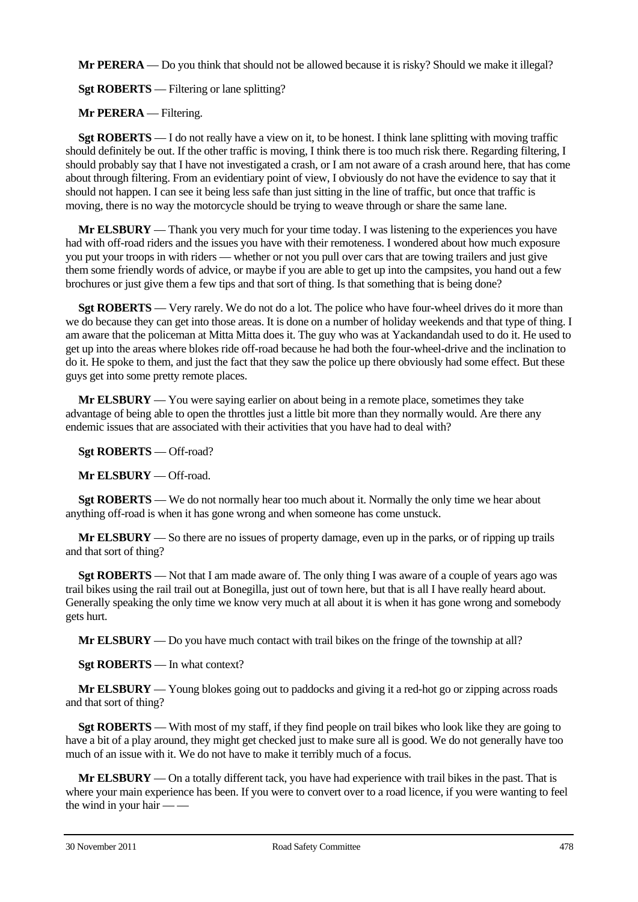**Mr PERERA** — Do you think that should not be allowed because it is risky? Should we make it illegal?

**Sgt ROBERTS** — Filtering or lane splitting?

**Mr PERERA** — Filtering.

**Sgt ROBERTS** — I do not really have a view on it, to be honest. I think lane splitting with moving traffic should definitely be out. If the other traffic is moving, I think there is too much risk there. Regarding filtering, I should probably say that I have not investigated a crash, or I am not aware of a crash around here, that has come about through filtering. From an evidentiary point of view, I obviously do not have the evidence to say that it should not happen. I can see it being less safe than just sitting in the line of traffic, but once that traffic is moving, there is no way the motorcycle should be trying to weave through or share the same lane.

**Mr ELSBURY** — Thank you very much for your time today. I was listening to the experiences you have had with off-road riders and the issues you have with their remoteness. I wondered about how much exposure you put your troops in with riders — whether or not you pull over cars that are towing trailers and just give them some friendly words of advice, or maybe if you are able to get up into the campsites, you hand out a few brochures or just give them a few tips and that sort of thing. Is that something that is being done?

**Sgt ROBERTS** — Very rarely. We do not do a lot. The police who have four-wheel drives do it more than we do because they can get into those areas. It is done on a number of holiday weekends and that type of thing. I am aware that the policeman at Mitta Mitta does it. The guy who was at Yackandandah used to do it. He used to get up into the areas where blokes ride off-road because he had both the four-wheel-drive and the inclination to do it. He spoke to them, and just the fact that they saw the police up there obviously had some effect. But these guys get into some pretty remote places.

**Mr ELSBURY** — You were saying earlier on about being in a remote place, sometimes they take advantage of being able to open the throttles just a little bit more than they normally would. Are there any endemic issues that are associated with their activities that you have had to deal with?

**Sgt ROBERTS** — Off-road?

**Mr ELSBURY** — Off-road.

**Sgt ROBERTS** — We do not normally hear too much about it. Normally the only time we hear about anything off-road is when it has gone wrong and when someone has come unstuck.

**Mr ELSBURY** — So there are no issues of property damage, even up in the parks, or of ripping up trails and that sort of thing?

**Sgt ROBERTS** — Not that I am made aware of. The only thing I was aware of a couple of years ago was trail bikes using the rail trail out at Bonegilla, just out of town here, but that is all I have really heard about. Generally speaking the only time we know very much at all about it is when it has gone wrong and somebody gets hurt.

**Mr ELSBURY** — Do you have much contact with trail bikes on the fringe of the township at all?

**Sgt ROBERTS** — In what context?

**Mr ELSBURY** — Young blokes going out to paddocks and giving it a red-hot go or zipping across roads and that sort of thing?

**Sgt ROBERTS** — With most of my staff, if they find people on trail bikes who look like they are going to have a bit of a play around, they might get checked just to make sure all is good. We do not generally have too much of an issue with it. We do not have to make it terribly much of a focus.

**Mr ELSBURY** — On a totally different tack, you have had experience with trail bikes in the past. That is where your main experience has been. If you were to convert over to a road licence, if you were wanting to feel the wind in your hair — —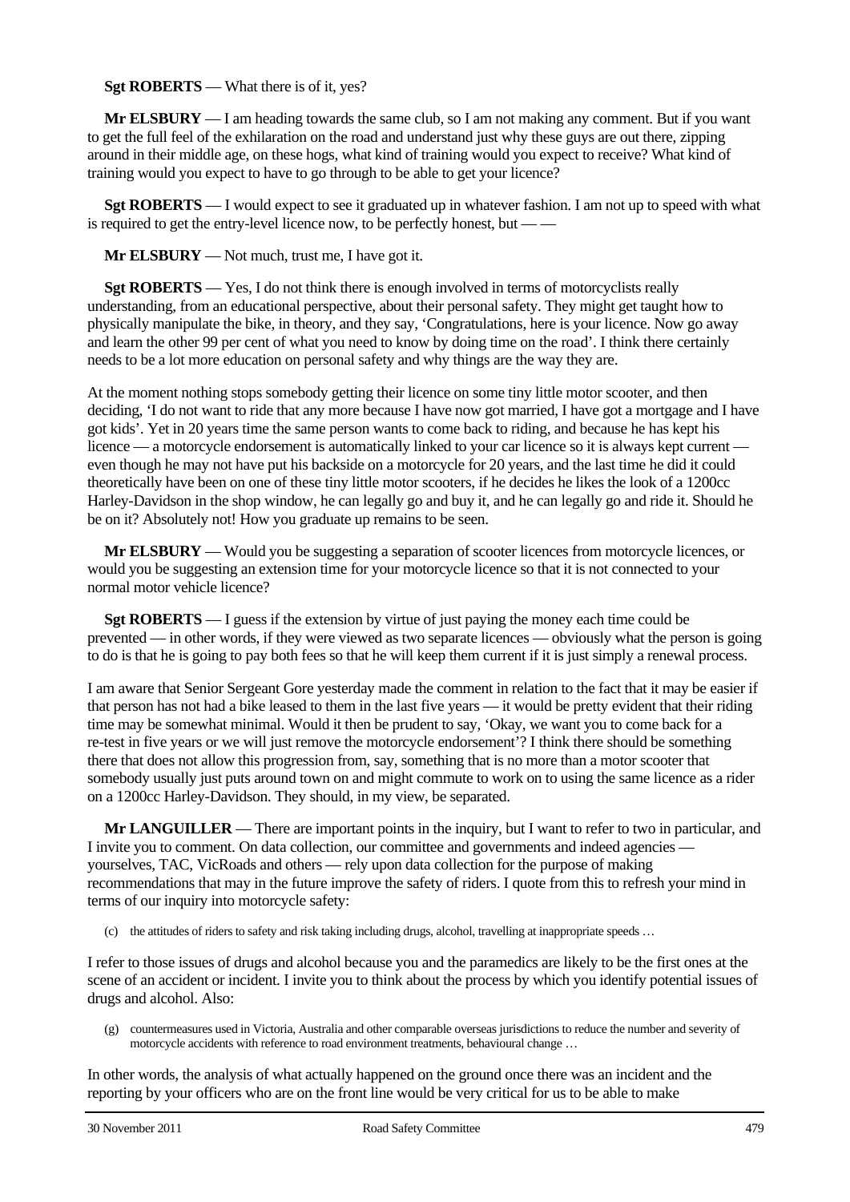**Sgt ROBERTS** — What there is of it, yes?

**Mr ELSBURY** — I am heading towards the same club, so I am not making any comment. But if you want to get the full feel of the exhilaration on the road and understand just why these guys are out there, zipping around in their middle age, on these hogs, what kind of training would you expect to receive? What kind of training would you expect to have to go through to be able to get your licence?

**Sgt ROBERTS** — I would expect to see it graduated up in whatever fashion. I am not up to speed with what is required to get the entry-level licence now, to be perfectly honest, but — —

**Mr ELSBURY** — Not much, trust me, I have got it.

**Sgt ROBERTS** — Yes, I do not think there is enough involved in terms of motorcyclists really understanding, from an educational perspective, about their personal safety. They might get taught how to physically manipulate the bike, in theory, and they say, 'Congratulations, here is your licence. Now go away and learn the other 99 per cent of what you need to know by doing time on the road'. I think there certainly needs to be a lot more education on personal safety and why things are the way they are.

At the moment nothing stops somebody getting their licence on some tiny little motor scooter, and then deciding, 'I do not want to ride that any more because I have now got married, I have got a mortgage and I have got kids'. Yet in 20 years time the same person wants to come back to riding, and because he has kept his licence — a motorcycle endorsement is automatically linked to your car licence so it is always kept current — even though he may not have put his backside on a motorcycle for 20 years, and the last time he did it could theoretically have been on one of these tiny little motor scooters, if he decides he likes the look of a 1200cc Harley-Davidson in the shop window, he can legally go and buy it, and he can legally go and ride it. Should he be on it? Absolutely not! How you graduate up remains to be seen.

**Mr ELSBURY** — Would you be suggesting a separation of scooter licences from motorcycle licences, or would you be suggesting an extension time for your motorcycle licence so that it is not connected to your normal motor vehicle licence?

**Sgt ROBERTS** — I guess if the extension by virtue of just paying the money each time could be prevented — in other words, if they were viewed as two separate licences — obviously what the person is going to do is that he is going to pay both fees so that he will keep them current if it is just simply a renewal process.

I am aware that Senior Sergeant Gore yesterday made the comment in relation to the fact that it may be easier if that person has not had a bike leased to them in the last five years — it would be pretty evident that their riding time may be somewhat minimal. Would it then be prudent to say, 'Okay, we want you to come back for a re-test in five years or we will just remove the motorcycle endorsement'? I think there should be something there that does not allow this progression from, say, something that is no more than a motor scooter that somebody usually just puts around town on and might commute to work on to using the same licence as a rider on a 1200cc Harley-Davidson. They should, in my view, be separated.

**Mr LANGUILLER** — There are important points in the inquiry, but I want to refer to two in particular, and I invite you to comment. On data collection, our committee and governments and indeed agencies — yourselves, TAC, VicRoads and others — rely upon data collection for the purpose of making recommendations that may in the future improve the safety of riders. I quote from this to refresh your mind in terms of our inquiry into motorcycle safety:

> (c) the attitudes of riders to safety and risk taking including drugs, alcohol, travelling at inappropriate speeds …

I refer to those issues of drugs and alcohol because you and the paramedics are likely to be the first ones at the scene of an accident or incident. I invite you to think about the process by which you identify potential issues of drugs and alcohol. Also:

> (g) countermeasures used in Victoria, Australia and other comparable overseas jurisdictions to reduce the number and severity of motorcycle accidents with reference to road environment treatments, behavioural change …

In other words, the analysis of what actually happened on the ground once there was an incident and the reporting by your officers who are on the front line would be very critical for us to be able to make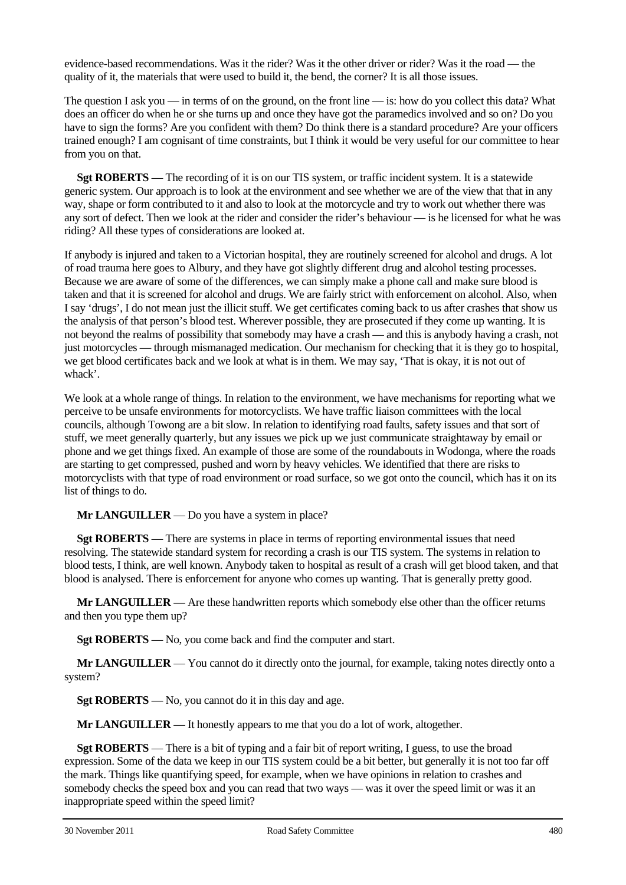evidence-based recommendations. Was it the rider? Was it the other driver or rider? Was it the road — the quality of it, the materials that were used to build it, the bend, the corner? It is all those issues.

The question I ask you — in terms of on the ground, on the front line — is: how do you collect this data? What does an officer do when he or she turns up and once they have got the paramedics involved and so on? Do you have to sign the forms? Are you confident with them? Do think there is a standard procedure? Are your officers trained enough? I am cognisant of time constraints, but I think it would be very useful for our committee to hear from you on that.

**Sgt ROBERTS** — The recording of it is on our TIS system, or traffic incident system. It is a statewide generic system. Our approach is to look at the environment and see whether we are of the view that that in any way, shape or form contributed to it and also to look at the motorcycle and try to work out whether there was any sort of defect. Then we look at the rider and consider the rider's behaviour — is he licensed for what he was riding? All these types of considerations are looked at.

If anybody is injured and taken to a Victorian hospital, they are routinely screened for alcohol and drugs. A lot of road trauma here goes to Albury, and they have got slightly different drug and alcohol testing processes. Because we are aware of some of the differences, we can simply make a phone call and make sure blood is taken and that it is screened for alcohol and drugs. We are fairly strict with enforcement on alcohol. Also, when I say 'drugs', I do not mean just the illicit stuff. We get certificates coming back to us after crashes that show us the analysis of that person's blood test. Wherever possible, they are prosecuted if they come up wanting. It is not beyond the realms of possibility that somebody may have a crash — and this is anybody having a crash, not just motorcycles — through mismanaged medication. Our mechanism for checking that it is they go to hospital, we get blood certificates back and we look at what is in them. We may say, 'That is okay, it is not out of whack'.

We look at a whole range of things. In relation to the environment, we have mechanisms for reporting what we perceive to be unsafe environments for motorcyclists. We have traffic liaison committees with the local councils, although Towong are a bit slow. In relation to identifying road faults, safety issues and that sort of stuff, we meet generally quarterly, but any issues we pick up we just communicate straightaway by email or phone and we get things fixed. An example of those are some of the roundabouts in Wodonga, where the roads are starting to get compressed, pushed and worn by heavy vehicles. We identified that there are risks to motorcyclists with that type of road environment or road surface, so we got onto the council, which has it on its list of things to do.

**Mr LANGUILLER** — Do you have a system in place?

**Sgt ROBERTS** — There are systems in place in terms of reporting environmental issues that need resolving. The statewide standard system for recording a crash is our TIS system. The systems in relation to blood tests, I think, are well known. Anybody taken to hospital as result of a crash will get blood taken, and that blood is analysed. There is enforcement for anyone who comes up wanting. That is generally pretty good.

**Mr LANGUILLER** — Are these handwritten reports which somebody else other than the officer returns and then you type them up?

**Sgt ROBERTS** — No, you come back and find the computer and start.

**Mr LANGUILLER** — You cannot do it directly onto the journal, for example, taking notes directly onto a system?

**Sgt ROBERTS** — No, you cannot do it in this day and age.

**Mr LANGUILLER** — It honestly appears to me that you do a lot of work, altogether.

**Sgt ROBERTS** — There is a bit of typing and a fair bit of report writing, I guess, to use the broad expression. Some of the data we keep in our TIS system could be a bit better, but generally it is not too far off the mark. Things like quantifying speed, for example, when we have opinions in relation to crashes and somebody checks the speed box and you can read that two ways — was it over the speed limit or was it an inappropriate speed within the speed limit?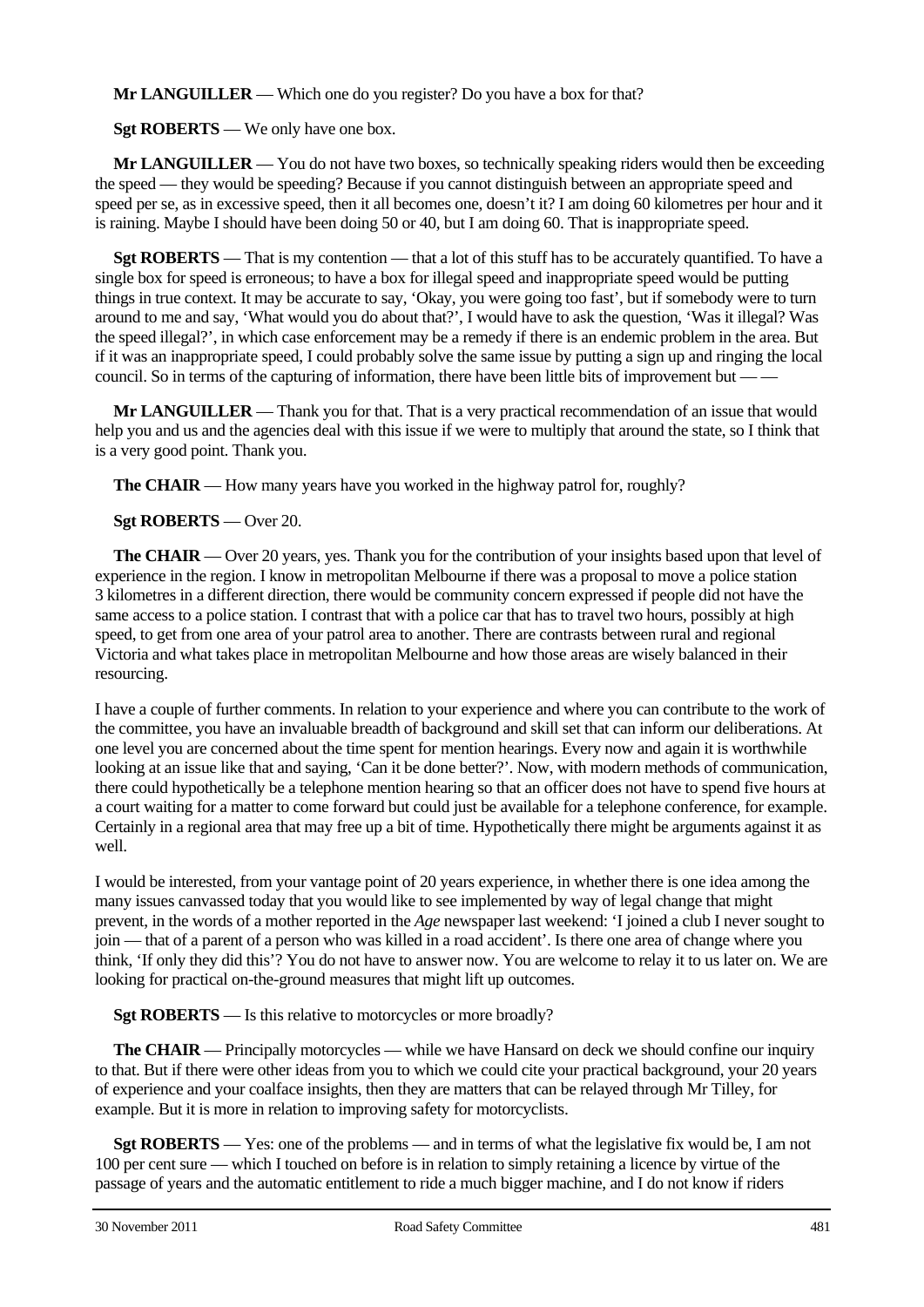**Mr LANGUILLER** — Which one do you register? Do you have a box for that?

**Sgt ROBERTS** — We only have one box.

**Mr LANGUILLER** — You do not have two boxes, so technically speaking riders would then be exceeding the speed — they would be speeding? Because if you cannot distinguish between an appropriate speed and speed per se, as in excessive speed, then it all becomes one, doesn't it? I am doing 60 kilometres per hour and it is raining. Maybe I should have been doing 50 or 40, but I am doing 60. That is inappropriate speed.

**Sgt ROBERTS** — That is my contention — that a lot of this stuff has to be accurately quantified. To have a single box for speed is erroneous; to have a box for illegal speed and inappropriate speed would be putting things in true context. It may be accurate to say, 'Okay, you were going too fast', but if somebody were to turn around to me and say, 'What would you do about that?', I would have to ask the question, 'Was it illegal? Was the speed illegal?', in which case enforcement may be a remedy if there is an endemic problem in the area. But if it was an inappropriate speed, I could probably solve the same issue by putting a sign up and ringing the local council. So in terms of the capturing of information, there have been little bits of improvement but — —

**Mr LANGUILLER** — Thank you for that. That is a very practical recommendation of an issue that would help you and us and the agencies deal with this issue if we were to multiply that around the state, so I think that is a very good point. Thank you.

**The CHAIR** — How many years have you worked in the highway patrol for, roughly?

**Sgt ROBERTS** — Over 20.

**The CHAIR** — Over 20 years, yes. Thank you for the contribution of your insights based upon that level of experience in the region. I know in metropolitan Melbourne if there was a proposal to move a police station 3 kilometres in a different direction, there would be community concern expressed if people did not have the same access to a police station. I contrast that with a police car that has to travel two hours, possibly at high speed, to get from one area of your patrol area to another. There are contrasts between rural and regional Victoria and what takes place in metropolitan Melbourne and how those areas are wisely balanced in their resourcing.

I have a couple of further comments. In relation to your experience and where you can contribute to the work of the committee, you have an invaluable breadth of background and skill set that can inform our deliberations. At one level you are concerned about the time spent for mention hearings. Every now and again it is worthwhile looking at an issue like that and saying, 'Can it be done better?'. Now, with modern methods of communication, there could hypothetically be a telephone mention hearing so that an officer does not have to spend five hours at a court waiting for a matter to come forward but could just be available for a telephone conference, for example. Certainly in a regional area that may free up a bit of time. Hypothetically there might be arguments against it as well.

I would be interested, from your vantage point of 20 years experience, in whether there is one idea among the many issues canvassed today that you would like to see implemented by way of legal change that might prevent, in the words of a mother reported in the *Age* newspaper last weekend: 'I joined a club I never sought to join — that of a parent of a person who was killed in a road accident'. Is there one area of change where you think, 'If only they did this'? You do not have to answer now. You are welcome to relay it to us later on. We are looking for practical on-the-ground measures that might lift up outcomes.

**Sgt ROBERTS** — Is this relative to motorcycles or more broadly?

**The CHAIR** — Principally motorcycles — while we have Hansard on deck we should confine our inquiry to that. But if there were other ideas from you to which we could cite your practical background, your 20 years of experience and your coalface insights, then they are matters that can be relayed through Mr Tilley, for example. But it is more in relation to improving safety for motorcyclists.

**Sgt ROBERTS** — Yes: one of the problems — and in terms of what the legislative fix would be, I am not 100 per cent sure — which I touched on before is in relation to simply retaining a licence by virtue of the passage of years and the automatic entitlement to ride a much bigger machine, and I do not know if riders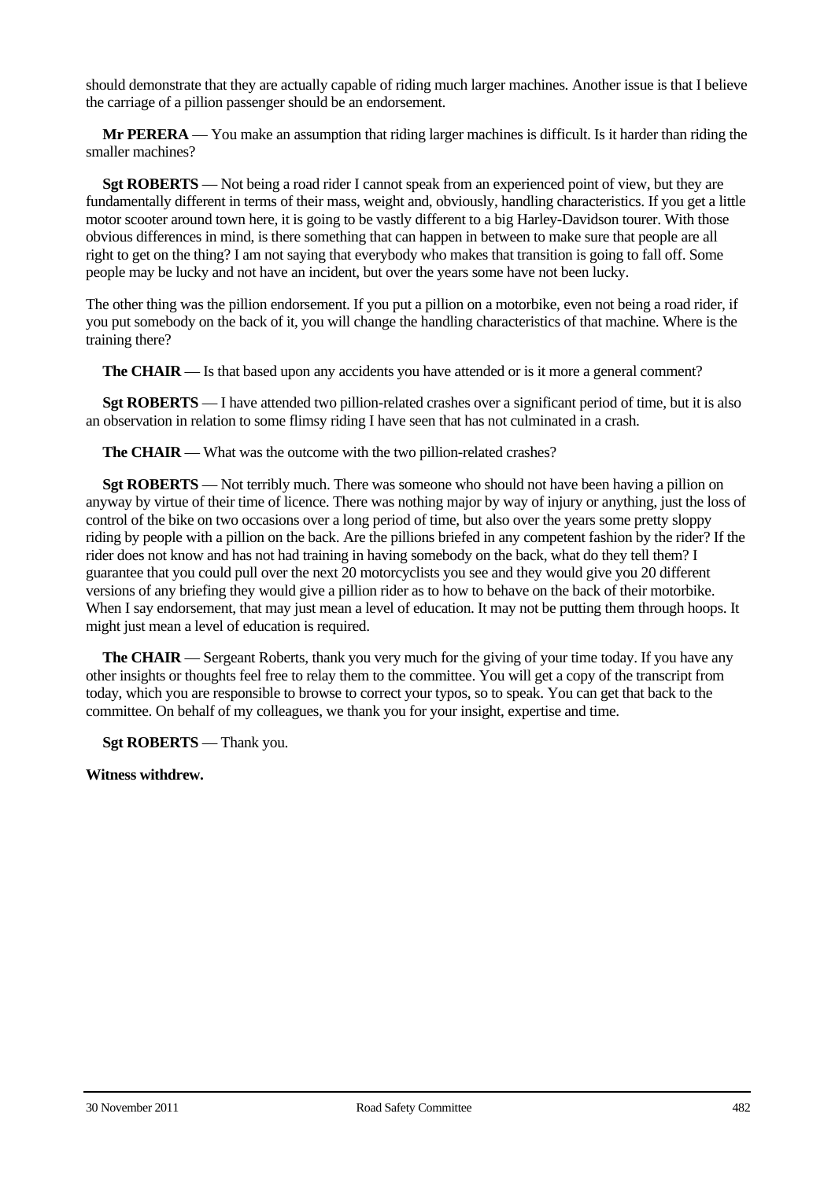should demonstrate that they are actually capable of riding much larger machines. Another issue is that I believe the carriage of a pillion passenger should be an endorsement.

**Mr PERERA** — You make an assumption that riding larger machines is difficult. Is it harder than riding the smaller machines?

**Sgt ROBERTS** — Not being a road rider I cannot speak from an experienced point of view, but they are fundamentally different in terms of their mass, weight and, obviously, handling characteristics. If you get a little motor scooter around town here, it is going to be vastly different to a big Harley-Davidson tourer. With those obvious differences in mind, is there something that can happen in between to make sure that people are all right to get on the thing? I am not saying that everybody who makes that transition is going to fall off. Some people may be lucky and not have an incident, but over the years some have not been lucky.

The other thing was the pillion endorsement. If you put a pillion on a motorbike, even not being a road rider, if you put somebody on the back of it, you will change the handling characteristics of that machine. Where is the training there?

**The CHAIR** — Is that based upon any accidents you have attended or is it more a general comment?

**Sgt ROBERTS** — I have attended two pillion-related crashes over a significant period of time, but it is also an observation in relation to some flimsy riding I have seen that has not culminated in a crash.

**The CHAIR** — What was the outcome with the two pillion-related crashes?

**Sgt ROBERTS** — Not terribly much. There was someone who should not have been having a pillion on anyway by virtue of their time of licence. There was nothing major by way of injury or anything, just the loss of control of the bike on two occasions over a long period of time, but also over the years some pretty sloppy riding by people with a pillion on the back. Are the pillions briefed in any competent fashion by the rider? If the rider does not know and has not had training in having somebody on the back, what do they tell them? I guarantee that you could pull over the next 20 motorcyclists you see and they would give you 20 different versions of any briefing they would give a pillion rider as to how to behave on the back of their motorbike. When I say endorsement, that may just mean a level of education. It may not be putting them through hoops. It might just mean a level of education is required.

**The CHAIR** — Sergeant Roberts, thank you very much for the giving of your time today. If you have any other insights or thoughts feel free to relay them to the committee. You will get a copy of the transcript from today, which you are responsible to browse to correct your typos, so to speak. You can get that back to the committee. On behalf of my colleagues, we thank you for your insight, expertise and time.

**Sgt ROBERTS** — Thank you.

**Witness withdrew.**